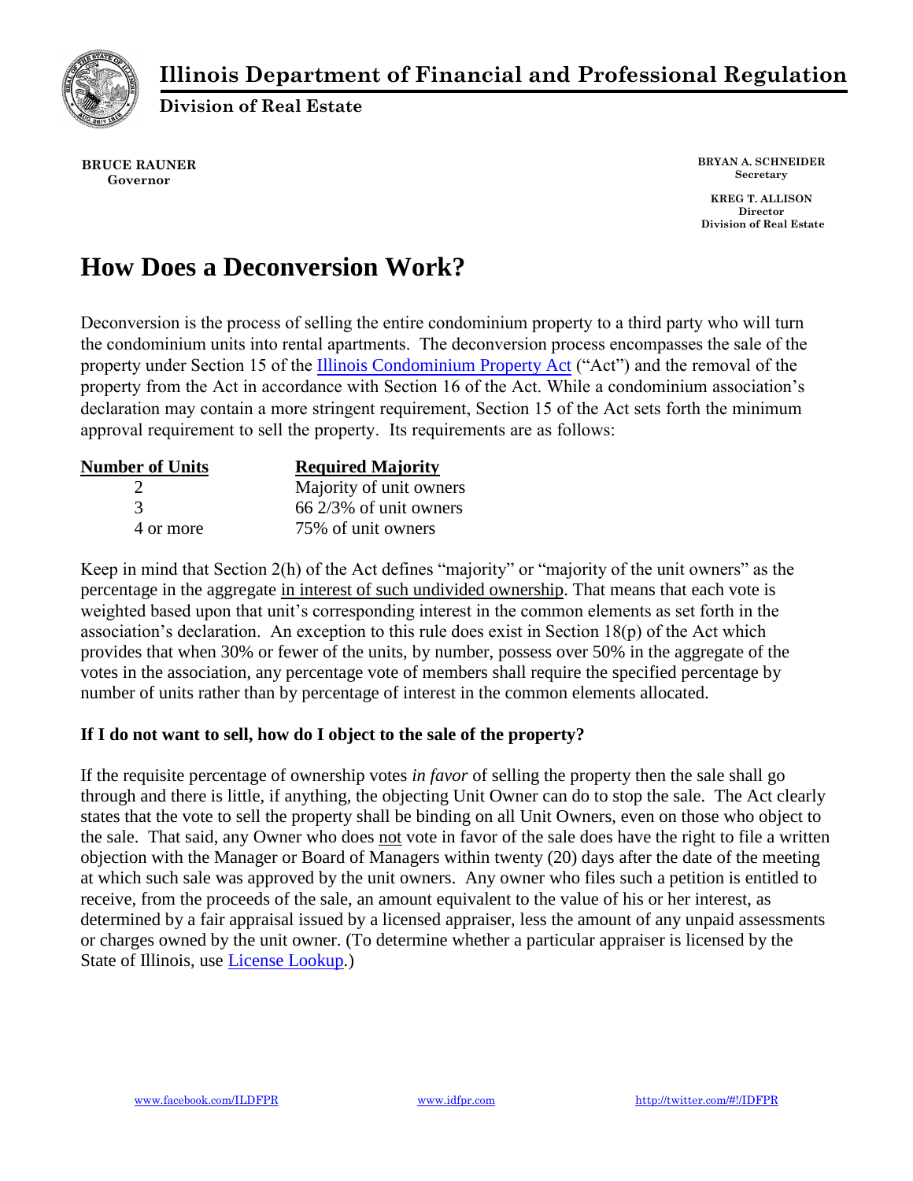# Illinois Department of Financial and Professional Regulation

**Division of Real Estate**

**BRUCE RAUNER**
**Governor**

**BRYAN A. SCHNEIDER**
**Secretary**

**KREG T. ALLISON**
**Director**
**Division of Real Estate**

# How Does a Deconversion Work?

Deconversion is the process of selling the entire condominium property to a third party who will turn the condominium units into rental apartments. The deconversion process encompasses the sale of the property under Section 15 of the [Illinois Condominium Property Act](Illinois Condominium Property Act) ("Act") and the removal of the property from the Act in accordance with Section 16 of the Act. While a condominium association's declaration may contain a more stringent requirement, Section 15 of the Act sets forth the minimum approval requirement to sell the property. Its requirements are as follows:

| Number of Units | Required Majority |
|---|---|
| 2 | Majority of unit owners |
| 3 | 66 2/3% of unit owners |
| 4 or more | 75% of unit owners |

Keep in mind that Section 2(h) of the Act defines "majority" or "majority of the unit owners" as the percentage in the aggregate in interest of such undivided ownership. That means that each vote is weighted based upon that unit's corresponding interest in the common elements as set forth in the association's declaration. An exception to this rule does exist in Section 18(p) of the Act which provides that when 30% or fewer of the units, by number, possess over 50% in the aggregate of the votes in the association, any percentage vote of members shall require the specified percentage by number of units rather than by percentage of interest in the common elements allocated.

### If I do not want to sell, how do I object to the sale of the property?

If the requisite percentage of ownership votes *in favor* of selling the property then the sale shall go through and there is little, if anything, the objecting Unit Owner can do to stop the sale. The Act clearly states that the vote to sell the property shall be binding on all Unit Owners, even on those who object to the sale. That said, any Owner who does not vote in favor of the sale does have the right to file a written objection with the Manager or Board of Managers within twenty (20) days after the date of the meeting at which such sale was approved by the unit owners. Any owner who files such a petition is entitled to receive, from the proceeds of the sale, an amount equivalent to the value of his or her interest, as determined by a fair appraisal issued by a licensed appraiser, less the amount of any unpaid assessments or charges owned by the unit owner. (To determine whether a particular appraiser is licensed by the State of Illinois, use [License Lookup](License Lookup).)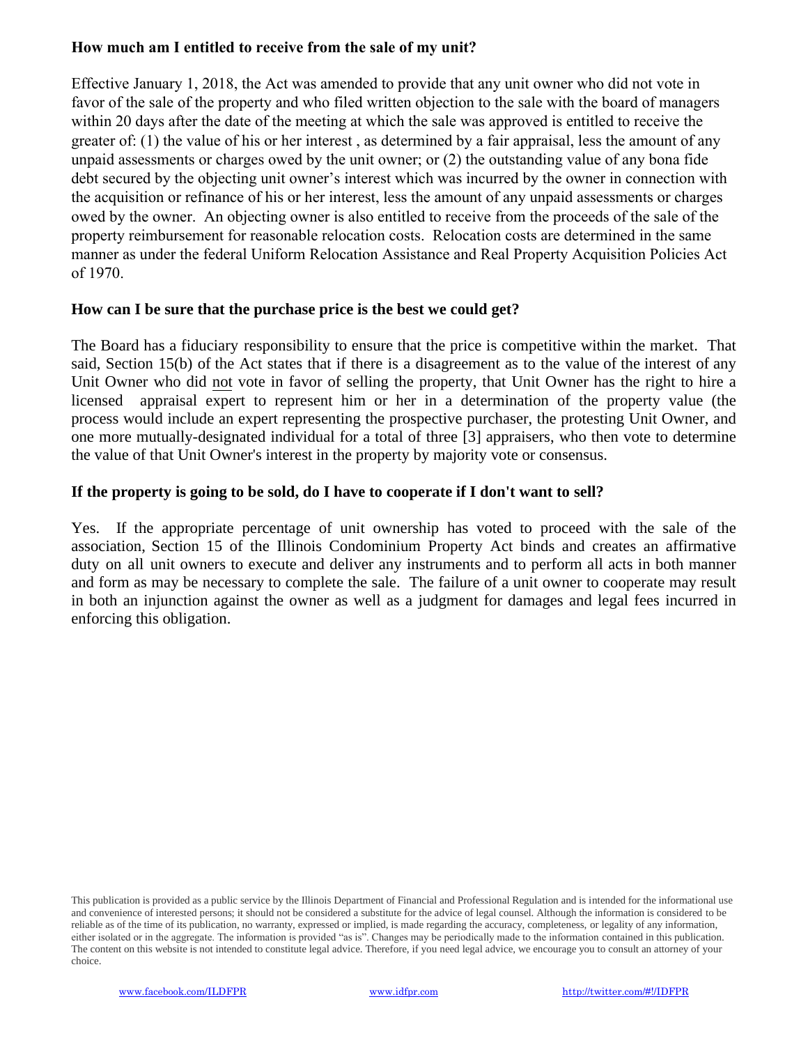**How much am I entitled to receive from the sale of my unit?**

Effective January 1, 2018, the Act was amended to provide that any unit owner who did not vote in favor of the sale of the property and who filed written objection to the sale with the board of managers within 20 days after the date of the meeting at which the sale was approved is entitled to receive the greater of: (1) the value of his or her interest , as determined by a fair appraisal, less the amount of any unpaid assessments or charges owed by the unit owner; or (2) the outstanding value of any bona fide debt secured by the objecting unit owner's interest which was incurred by the owner in connection with the acquisition or refinance of his or her interest, less the amount of any unpaid assessments or charges owed by the owner. An objecting owner is also entitled to receive from the proceeds of the sale of the property reimbursement for reasonable relocation costs. Relocation costs are determined in the same manner as under the federal Uniform Relocation Assistance and Real Property Acquisition Policies Act of 1970.

**How can I be sure that the purchase price is the best we could get?**

The Board has a fiduciary responsibility to ensure that the price is competitive within the market. That said, Section 15(b) of the Act states that if there is a disagreement as to the value of the interest of any Unit Owner who did not vote in favor of selling the property, that Unit Owner has the right to hire a licensed appraisal expert to represent him or her in a determination of the property value (the process would include an expert representing the prospective purchaser, the protesting Unit Owner, and one more mutually-designated individual for a total of three [3] appraisers, who then vote to determine the value of that Unit Owner's interest in the property by majority vote or consensus.

**If the property is going to be sold, do I have to cooperate if I don't want to sell?**

Yes. If the appropriate percentage of unit ownership has voted to proceed with the sale of the association, Section 15 of the Illinois Condominium Property Act binds and creates an affirmative duty on all unit owners to execute and deliver any instruments and to perform all acts in both manner and form as may be necessary to complete the sale. The failure of a unit owner to cooperate may result in both an injunction against the owner as well as a judgment for damages and legal fees incurred in enforcing this obligation.

This publication is provided as a public service by the Illinois Department of Financial and Professional Regulation and is intended for the informational use and convenience of interested persons; it should not be considered a substitute for the advice of legal counsel. Although the information is considered to be reliable as of the time of its publication, no warranty, expressed or implied, is made regarding the accuracy, completeness, or legality of any information, either isolated or in the aggregate. The information is provided "as is". Changes may be periodically made to the information contained in this publication. The content on this website is not intended to constitute legal advice. Therefore, if you need legal advice, we encourage you to consult an attorney of your choice.

www.facebook.com/ILDFPR www.idfpr.com http://twitter.com/#!/IDFPR